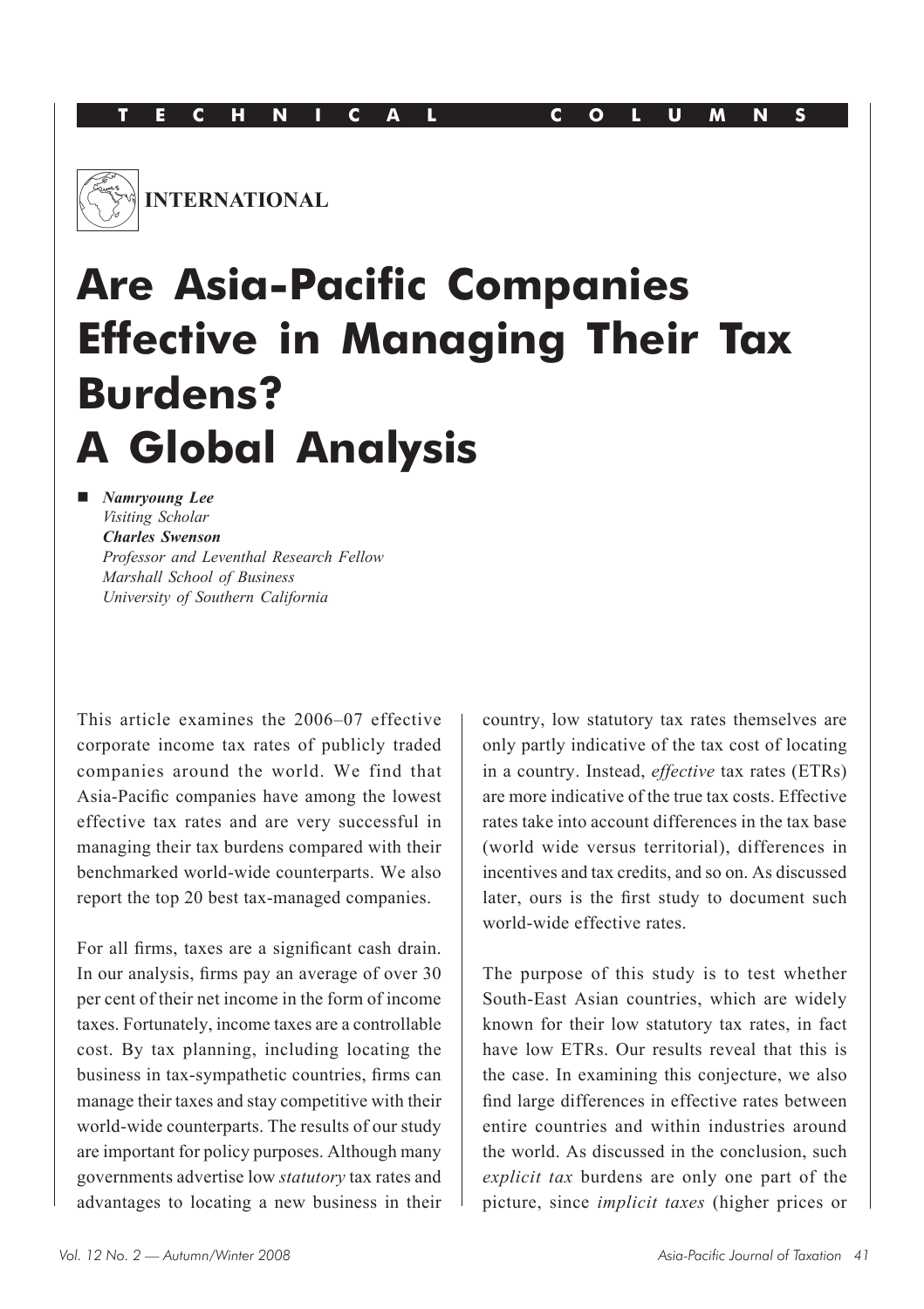**TECHNICAL COLUMNS**

**INTERNATIONAL**

# Are Asia-Pacific Companies Effective in Managing Their Tax Burdens? A Global Analysis

- ***Namryoung Lee***
  *Visiting Scholar*
  ***Charles Swenson***
  *Professor and Leventhal Research Fellow*
  *Marshall School of Business*
  *University of Southern California*

This article examines the 2006–07 effective corporate income tax rates of publicly traded companies around the world. We find that Asia-Pacific companies have among the lowest effective tax rates and are very successful in managing their tax burdens compared with their benchmarked world-wide counterparts. We also report the top 20 best tax-managed companies.

For all firms, taxes are a significant cash drain. In our analysis, firms pay an average of over 30 per cent of their net income in the form of income taxes. Fortunately, income taxes are a controllable cost. By tax planning, including locating the business in tax-sympathetic countries, firms can manage their taxes and stay competitive with their world-wide counterparts. The results of our study are important for policy purposes. Although many governments advertise low *statutory* tax rates and advantages to locating a new business in their country, low statutory tax rates themselves are only partly indicative of the tax cost of locating in a country. Instead, *effective* tax rates (ETRs) are more indicative of the true tax costs. Effective rates take into account differences in the tax base (world wide versus territorial), differences in incentives and tax credits, and so on. As discussed later, ours is the first study to document such world-wide effective rates.

The purpose of this study is to test whether South-East Asian countries, which are widely known for their low statutory tax rates, in fact have low ETRs. Our results reveal that this is the case. In examining this conjecture, we also find large differences in effective rates between entire countries and within industries around the world. As discussed in the conclusion, such *explicit tax* burdens are only one part of the picture, since *implicit taxes* (higher prices or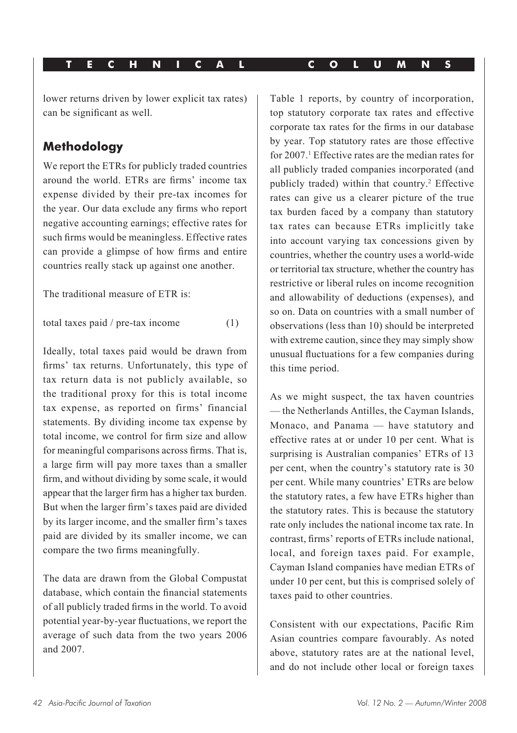lower returns driven by lower explicit tax rates) can be significant as well.

## Methodology

We report the ETRs for publicly traded countries around the world. ETRs are firms' income tax expense divided by their pre-tax incomes for the year. Our data exclude any firms who report negative accounting earnings; effective rates for such firms would be meaningless. Effective rates can provide a glimpse of how firms and entire countries really stack up against one another.

The traditional measure of ETR is:

$$\text{total taxes paid / pre-tax income} \qquad (1)$$

Ideally, total taxes paid would be drawn from firms' tax returns. Unfortunately, this type of tax return data is not publicly available, so the traditional proxy for this is total income tax expense, as reported on firms' financial statements. By dividing income tax expense by total income, we control for firm size and allow for meaningful comparisons across firms. That is, a large firm will pay more taxes than a smaller firm, and without dividing by some scale, it would appear that the larger firm has a higher tax burden. But when the larger firm's taxes paid are divided by its larger income, and the smaller firm's taxes paid are divided by its smaller income, we can compare the two firms meaningfully.

The data are drawn from the Global Compustat database, which contain the financial statements of all publicly traded firms in the world. To avoid potential year-by-year fluctuations, we report the average of such data from the two years 2006 and 2007.

Table 1 reports, by country of incorporation, top statutory corporate tax rates and effective corporate tax rates for the firms in our database by year. Top statutory rates are those effective for 2007.[1] Effective rates are the median rates for all publicly traded companies incorporated (and publicly traded) within that country.[2] Effective rates can give us a clearer picture of the true tax burden faced by a company than statutory tax rates can because ETRs implicitly take into account varying tax concessions given by countries, whether the country uses a world-wide or territorial tax structure, whether the country has restrictive or liberal rules on income recognition and allowability of deductions (expenses), and so on. Data on countries with a small number of observations (less than 10) should be interpreted with extreme caution, since they may simply show unusual fluctuations for a few companies during this time period.

As we might suspect, the tax haven countries — the Netherlands Antilles, the Cayman Islands, Monaco, and Panama — have statutory and effective rates at or under 10 per cent. What is surprising is Australian companies' ETRs of 13 per cent, when the country's statutory rate is 30 per cent. While many countries' ETRs are below the statutory rates, a few have ETRs higher than the statutory rates. This is because the statutory rate only includes the national income tax rate. In contrast, firms' reports of ETRs include national, local, and foreign taxes paid. For example, Cayman Island companies have median ETRs of under 10 per cent, but this is comprised solely of taxes paid to other countries.

Consistent with our expectations, Pacific Rim Asian countries compare favourably. As noted above, statutory rates are at the national level, and do not include other local or foreign taxes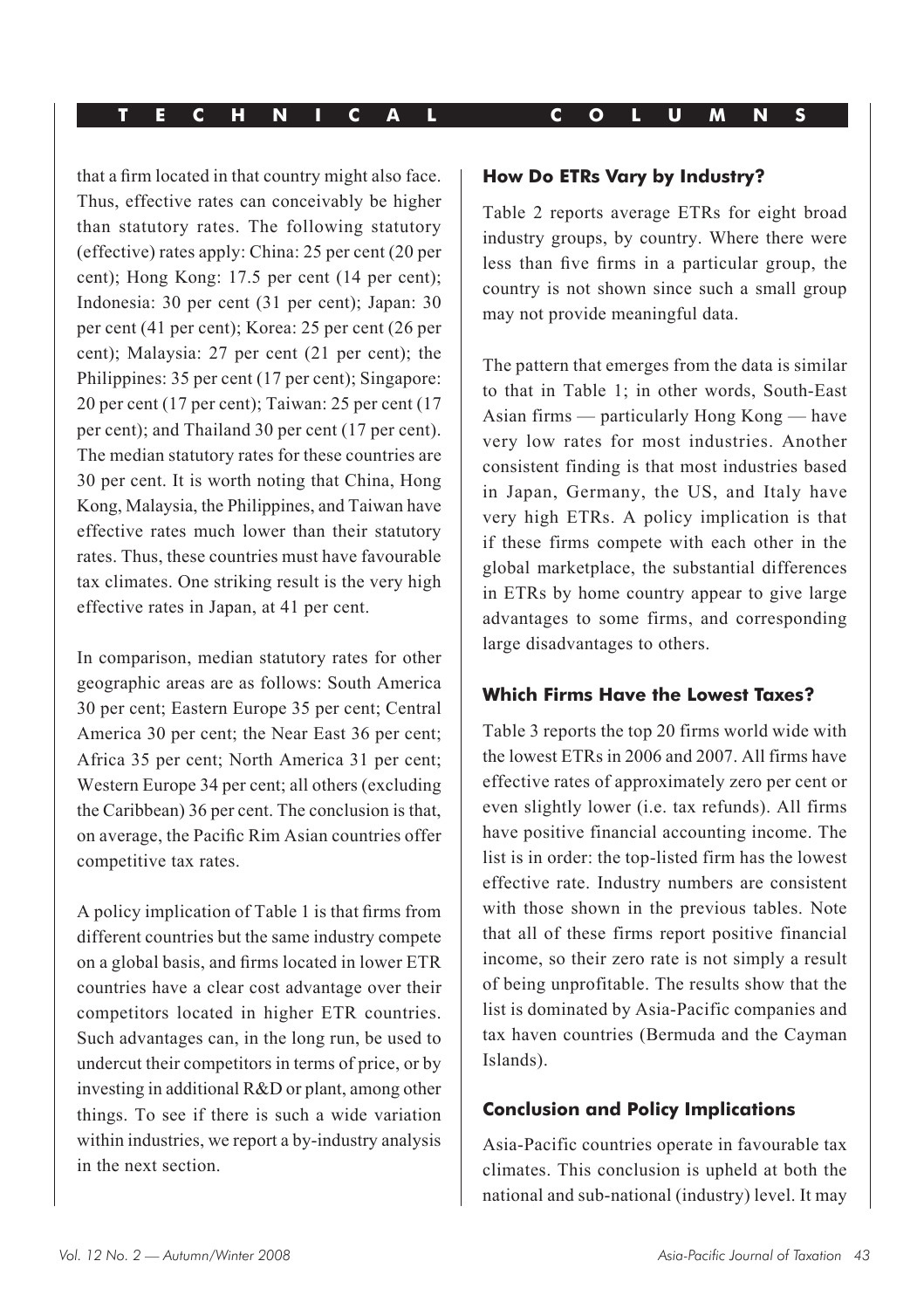that a firm located in that country might also face. Thus, effective rates can conceivably be higher than statutory rates. The following statutory (effective) rates apply: China: 25 per cent (20 per cent); Hong Kong: 17.5 per cent (14 per cent); Indonesia: 30 per cent (31 per cent); Japan: 30 per cent (41 per cent); Korea: 25 per cent (26 per cent); Malaysia: 27 per cent (21 per cent); the Philippines: 35 per cent (17 per cent); Singapore: 20 per cent (17 per cent); Taiwan: 25 per cent (17 per cent); and Thailand 30 per cent (17 per cent). The median statutory rates for these countries are 30 per cent. It is worth noting that China, Hong Kong, Malaysia, the Philippines, and Taiwan have effective rates much lower than their statutory rates. Thus, these countries must have favourable tax climates. One striking result is the very high effective rates in Japan, at 41 per cent.

In comparison, median statutory rates for other geographic areas are as follows: South America 30 per cent; Eastern Europe 35 per cent; Central America 30 per cent; the Near East 36 per cent; Africa 35 per cent; North America 31 per cent; Western Europe 34 per cent; all others (excluding the Caribbean) 36 per cent. The conclusion is that, on average, the Pacific Rim Asian countries offer competitive tax rates.

A policy implication of Table 1 is that firms from different countries but the same industry compete on a global basis, and firms located in lower ETR countries have a clear cost advantage over their competitors located in higher ETR countries. Such advantages can, in the long run, be used to undercut their competitors in terms of price, or by investing in additional R&D or plant, among other things. To see if there is such a wide variation within industries, we report a by-industry analysis in the next section.

### How Do ETRs Vary by Industry?

Table 2 reports average ETRs for eight broad industry groups, by country. Where there were less than five firms in a particular group, the country is not shown since such a small group may not provide meaningful data.

The pattern that emerges from the data is similar to that in Table 1; in other words, South-East Asian firms — particularly Hong Kong — have very low rates for most industries. Another consistent finding is that most industries based in Japan, Germany, the US, and Italy have very high ETRs. A policy implication is that if these firms compete with each other in the global marketplace, the substantial differences in ETRs by home country appear to give large advantages to some firms, and corresponding large disadvantages to others.

### Which Firms Have the Lowest Taxes?

Table 3 reports the top 20 firms world wide with the lowest ETRs in 2006 and 2007. All firms have effective rates of approximately zero per cent or even slightly lower (i.e. tax refunds). All firms have positive financial accounting income. The list is in order: the top-listed firm has the lowest effective rate. Industry numbers are consistent with those shown in the previous tables. Note that all of these firms report positive financial income, so their zero rate is not simply a result of being unprofitable. The results show that the list is dominated by Asia-Pacific companies and tax haven countries (Bermuda and the Cayman Islands).

### Conclusion and Policy Implications

Asia-Pacific countries operate in favourable tax climates. This conclusion is upheld at both the national and sub-national (industry) level. It may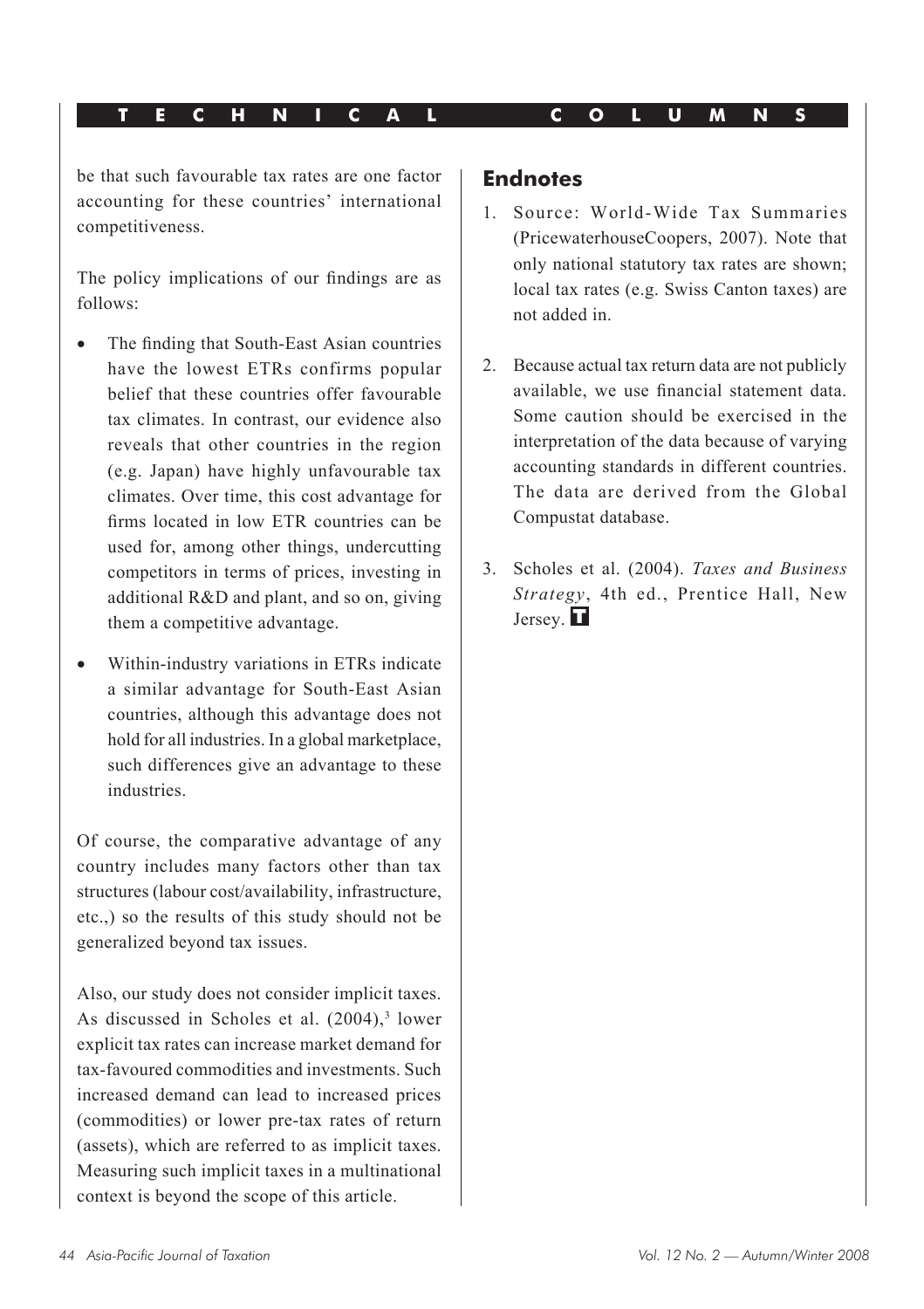be that such favourable tax rates are one factor accounting for these countries' international competitiveness.

The policy implications of our findings are as follows:

- The finding that South-East Asian countries have the lowest ETRs confirms popular belief that these countries offer favourable tax climates. In contrast, our evidence also reveals that other countries in the region (e.g. Japan) have highly unfavourable tax climates. Over time, this cost advantage for firms located in low ETR countries can be used for, among other things, undercutting competitors in terms of prices, investing in additional R&D and plant, and so on, giving them a competitive advantage.
- Within-industry variations in ETRs indicate a similar advantage for South-East Asian countries, although this advantage does not hold for all industries. In a global marketplace, such differences give an advantage to these industries.

Of course, the comparative advantage of any country includes many factors other than tax structures (labour cost/availability, infrastructure, etc.,) so the results of this study should not be generalized beyond tax issues.

Also, our study does not consider implicit taxes. As discussed in Scholes et al. (2004),[3] lower explicit tax rates can increase market demand for tax-favoured commodities and investments. Such increased demand can lead to increased prices (commodities) or lower pre-tax rates of return (assets), which are referred to as implicit taxes. Measuring such implicit taxes in a multinational context is beyond the scope of this article.

## Endnotes

1. Source: World-Wide Tax Summaries (PricewaterhouseCoopers, 2007). Note that only national statutory tax rates are shown; local tax rates (e.g. Swiss Canton taxes) are not added in.

2. Because actual tax return data are not publicly available, we use financial statement data. Some caution should be exercised in the interpretation of the data because of varying accounting standards in different countries. The data are derived from the Global Compustat database.

3. Scholes et al. (2004). *Taxes and Business Strategy*, 4th ed., Prentice Hall, New Jersey.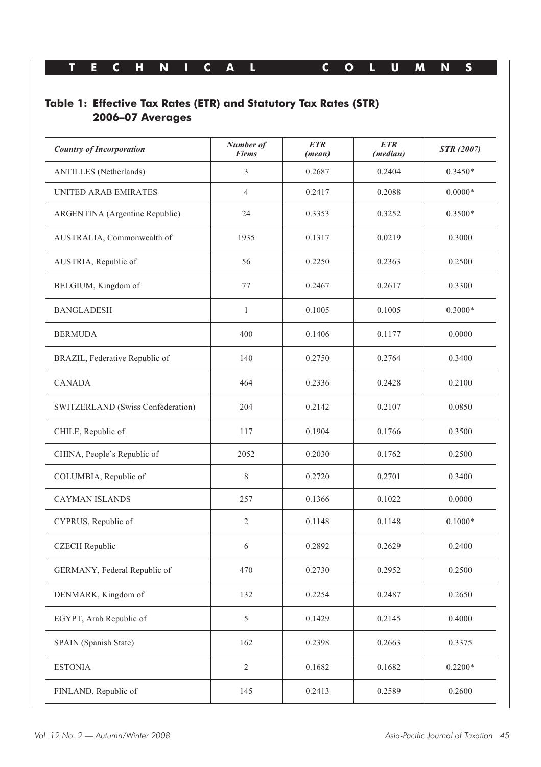## Table 1: Effective Tax Rates (ETR) and Statutory Tax Rates (STR) 2006–07 Averages

| *Country of Incorporation* | *Number of Firms* | *ETR (mean)* | *ETR (median)* | *STR (2007)* |
|---|---|---|---|---|
| ANTILLES (Netherlands) | 3 | 0.2687 | 0.2404 | 0.3450* |
| UNITED ARAB EMIRATES | 4 | 0.2417 | 0.2088 | 0.0000* |
| ARGENTINA (Argentine Republic) | 24 | 0.3353 | 0.3252 | 0.3500* |
| AUSTRALIA, Commonwealth of | 1935 | 0.1317 | 0.0219 | 0.3000 |
| AUSTRIA, Republic of | 56 | 0.2250 | 0.2363 | 0.2500 |
| BELGIUM, Kingdom of | 77 | 0.2467 | 0.2617 | 0.3300 |
| BANGLADESH | 1 | 0.1005 | 0.1005 | 0.3000* |
| BERMUDA | 400 | 0.1406 | 0.1177 | 0.0000 |
| BRAZIL, Federative Republic of | 140 | 0.2750 | 0.2764 | 0.3400 |
| CANADA | 464 | 0.2336 | 0.2428 | 0.2100 |
| SWITZERLAND (Swiss Confederation) | 204 | 0.2142 | 0.2107 | 0.0850 |
| CHILE, Republic of | 117 | 0.1904 | 0.1766 | 0.3500 |
| CHINA, People's Republic of | 2052 | 0.2030 | 0.1762 | 0.2500 |
| COLUMBIA, Republic of | 8 | 0.2720 | 0.2701 | 0.3400 |
| CAYMAN ISLANDS | 257 | 0.1366 | 0.1022 | 0.0000 |
| CYPRUS, Republic of | 2 | 0.1148 | 0.1148 | 0.1000* |
| CZECH Republic | 6 | 0.2892 | 0.2629 | 0.2400 |
| GERMANY, Federal Republic of | 470 | 0.2730 | 0.2952 | 0.2500 |
| DENMARK, Kingdom of | 132 | 0.2254 | 0.2487 | 0.2650 |
| EGYPT, Arab Republic of | 5 | 0.1429 | 0.2145 | 0.4000 |
| SPAIN (Spanish State) | 162 | 0.2398 | 0.2663 | 0.3375 |
| ESTONIA | 2 | 0.1682 | 0.1682 | 0.2200* |
| FINLAND, Republic of | 145 | 0.2413 | 0.2589 | 0.2600 |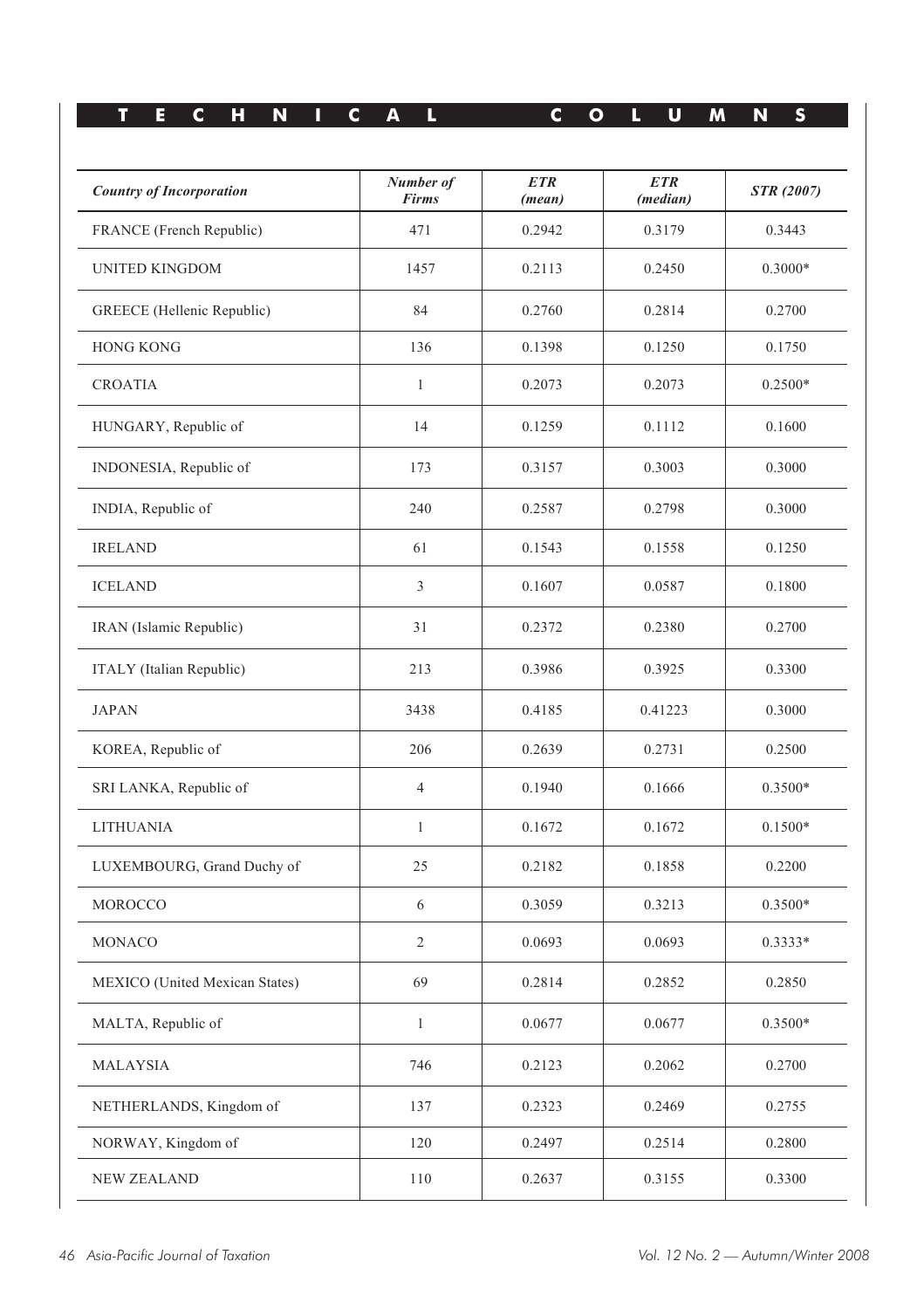| *Country of Incorporation* | *Number of Firms* | *ETR (mean)* | *ETR (median)* | *STR (2007)* |
|---|---|---|---|---|
| FRANCE (French Republic) | 471 | 0.2942 | 0.3179 | 0.3443 |
| UNITED KINGDOM | 1457 | 0.2113 | 0.2450 | 0.3000* |
| GREECE (Hellenic Republic) | 84 | 0.2760 | 0.2814 | 0.2700 |
| HONG KONG | 136 | 0.1398 | 0.1250 | 0.1750 |
| CROATIA | 1 | 0.2073 | 0.2073 | 0.2500* |
| HUNGARY, Republic of | 14 | 0.1259 | 0.1112 | 0.1600 |
| INDONESIA, Republic of | 173 | 0.3157 | 0.3003 | 0.3000 |
| INDIA, Republic of | 240 | 0.2587 | 0.2798 | 0.3000 |
| IRELAND | 61 | 0.1543 | 0.1558 | 0.1250 |
| ICELAND | 3 | 0.1607 | 0.0587 | 0.1800 |
| IRAN (Islamic Republic) | 31 | 0.2372 | 0.2380 | 0.2700 |
| ITALY (Italian Republic) | 213 | 0.3986 | 0.3925 | 0.3300 |
| JAPAN | 3438 | 0.4185 | 0.41223 | 0.3000 |
| KOREA, Republic of | 206 | 0.2639 | 0.2731 | 0.2500 |
| SRI LANKA, Republic of | 4 | 0.1940 | 0.1666 | 0.3500* |
| LITHUANIA | 1 | 0.1672 | 0.1672 | 0.1500* |
| LUXEMBOURG, Grand Duchy of | 25 | 0.2182 | 0.1858 | 0.2200 |
| MOROCCO | 6 | 0.3059 | 0.3213 | 0.3500* |
| MONACO | 2 | 0.0693 | 0.0693 | 0.3333* |
| MEXICO (United Mexican States) | 69 | 0.2814 | 0.2852 | 0.2850 |
| MALTA, Republic of | 1 | 0.0677 | 0.0677 | 0.3500* |
| MALAYSIA | 746 | 0.2123 | 0.2062 | 0.2700 |
| NETHERLANDS, Kingdom of | 137 | 0.2323 | 0.2469 | 0.2755 |
| NORWAY, Kingdom of | 120 | 0.2497 | 0.2514 | 0.2800 |
| NEW ZEALAND | 110 | 0.2637 | 0.3155 | 0.3300 |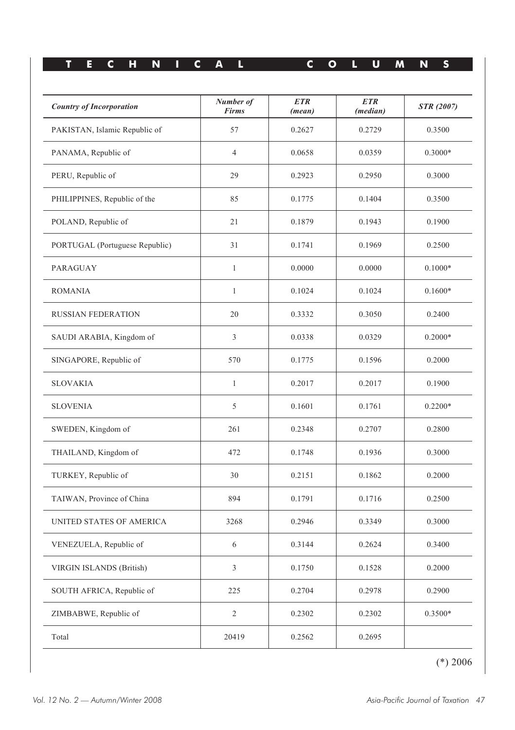| *Country of Incorporation* | *Number of Firms* | *ETR (mean)* | *ETR (median)* | *STR (2007)* |
|---|---|---|---|---|
| PAKISTAN, Islamic Republic of | 57 | 0.2627 | 0.2729 | 0.3500 |
| PANAMA, Republic of | 4 | 0.0658 | 0.0359 | 0.3000* |
| PERU, Republic of | 29 | 0.2923 | 0.2950 | 0.3000 |
| PHILIPPINES, Republic of the | 85 | 0.1775 | 0.1404 | 0.3500 |
| POLAND, Republic of | 21 | 0.1879 | 0.1943 | 0.1900 |
| PORTUGAL (Portuguese Republic) | 31 | 0.1741 | 0.1969 | 0.2500 |
| PARAGUAY | 1 | 0.0000 | 0.0000 | 0.1000* |
| ROMANIA | 1 | 0.1024 | 0.1024 | 0.1600* |
| RUSSIAN FEDERATION | 20 | 0.3332 | 0.3050 | 0.2400 |
| SAUDI ARABIA, Kingdom of | 3 | 0.0338 | 0.0329 | 0.2000* |
| SINGAPORE, Republic of | 570 | 0.1775 | 0.1596 | 0.2000 |
| SLOVAKIA | 1 | 0.2017 | 0.2017 | 0.1900 |
| SLOVENIA | 5 | 0.1601 | 0.1761 | 0.2200* |
| SWEDEN, Kingdom of | 261 | 0.2348 | 0.2707 | 0.2800 |
| THAILAND, Kingdom of | 472 | 0.1748 | 0.1936 | 0.3000 |
| TURKEY, Republic of | 30 | 0.2151 | 0.1862 | 0.2000 |
| TAIWAN, Province of China | 894 | 0.1791 | 0.1716 | 0.2500 |
| UNITED STATES OF AMERICA | 3268 | 0.2946 | 0.3349 | 0.3000 |
| VENEZUELA, Republic of | 6 | 0.3144 | 0.2624 | 0.3400 |
| VIRGIN ISLANDS (British) | 3 | 0.1750 | 0.1528 | 0.2000 |
| SOUTH AFRICA, Republic of | 225 | 0.2704 | 0.2978 | 0.2900 |
| ZIMBABWE, Republic of | 2 | 0.2302 | 0.2302 | 0.3500* |
| Total | 20419 | 0.2562 | 0.2695 | |

(*) 2006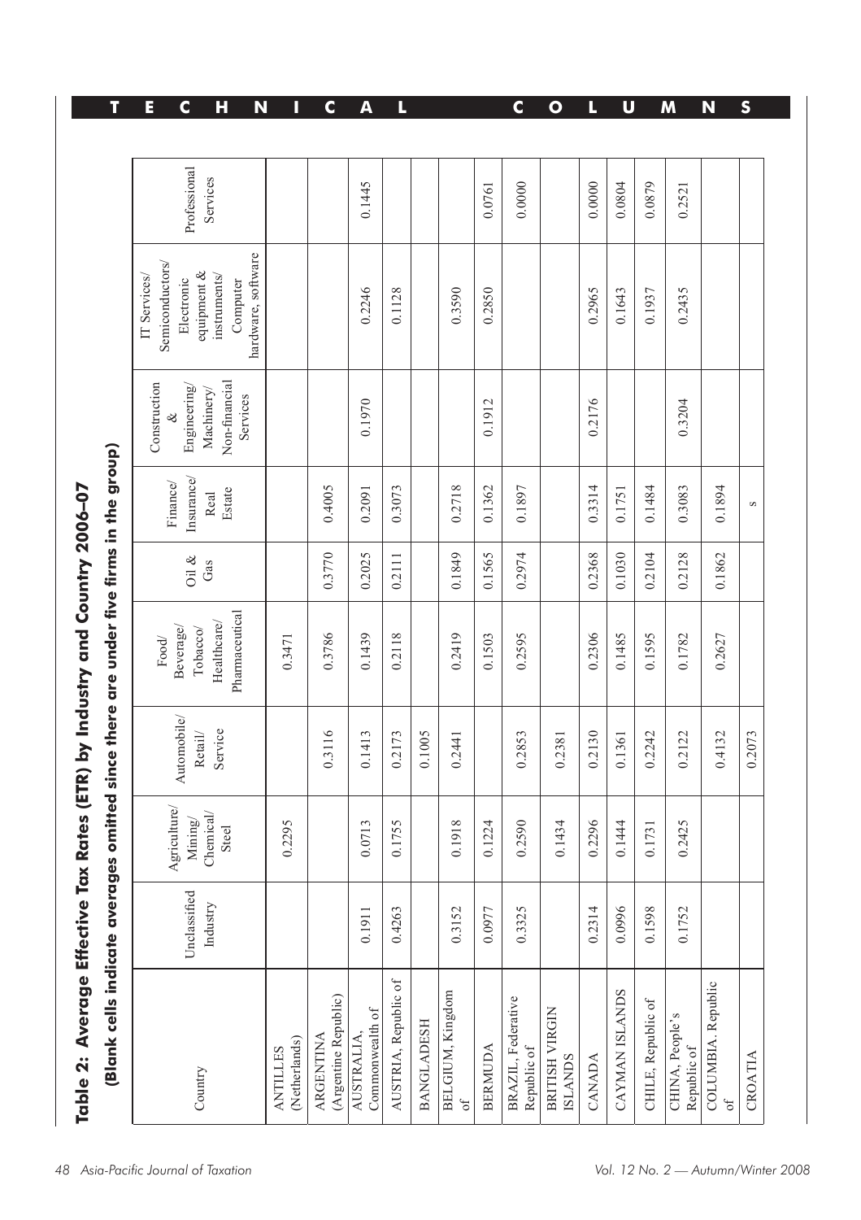## Table 2: Average Effective Tax Rates (ETR) by Industry and Country 2006–07

**(Blank cells indicate averages omitted since there are under five firms in the group)**

| Country | Unclassified Industry | Agriculture/ Mining/ Chemical/ Steel | Automobile/ Retail/ Service | Food/ Beverage/ Tobacco/ Healthcare/ Pharmaceutical | Oil & Gas | Finance/ Insurance/ Real Estate | Construction & Engineering/ Machinery/ Non-financial Services | IT Services/ Semiconductors/ Electronic equipment & instruments/ Computer hardware, software | Professional Services |
|---|---|---|---|---|---|---|---|---|---|
| ANTILLES (Netherlands) | | 0.2295 | | 0.3471 | | | | | |
| ARGENTINA (Argentine Republic) | | | 0.3116 | 0.3786 | 0.3770 | 0.4005 | | | |
| AUSTRALIA, Commonwealth of | 0.1911 | 0.0713 | 0.1413 | 0.1439 | 0.2025 | 0.2091 | 0.1970 | 0.2246 | 0.1445 |
| AUSTRIA, Republic of | 0.4263 | 0.1755 | 0.2173 | 0.2118 | 0.2111 | 0.3073 | | 0.1128 | |
| BANGLADESH | | | 0.1005 | | | | | | |
| BELGIUM, Kingdom of | 0.3152 | 0.1918 | 0.2441 | 0.2419 | 0.1849 | 0.2718 | | 0.3590 | |
| BERMUDA | 0.0977 | 0.1224 | | 0.1503 | 0.1565 | 0.1362 | 0.1912 | 0.2850 | 0.0761 |
| BRAZIL, Federative Republic of | 0.3325 | 0.2590 | 0.2853 | 0.2595 | 0.2974 | 0.1897 | | | 0.0000 |
| BRITISH VIRGIN ISLANDS | | 0.1434 | 0.2381 | | | | | | |
| CANADA | 0.2314 | 0.2296 | 0.2130 | 0.2306 | 0.2368 | 0.3314 | 0.2176 | 0.2965 | 0.0000 |
| CAYMAN ISLANDS | 0.0996 | 0.1444 | 0.1361 | 0.1485 | 0.1030 | 0.1751 | | 0.1643 | 0.0804 |
| CHILE, Republic of | 0.1598 | 0.1731 | 0.2242 | 0.1595 | 0.2104 | 0.1484 | | 0.1937 | 0.0879 |
| CHINA, People's Republic of | 0.1752 | 0.2425 | 0.2122 | 0.1782 | 0.2128 | 0.3083 | 0.3204 | 0.2435 | 0.2521 |
| COLUMBIA, Republic of | | | 0.4132 | 0.2627 | 0.1862 | 0.1894 | | | |
| CROATIA | | | 0.2073 | | | s | | | |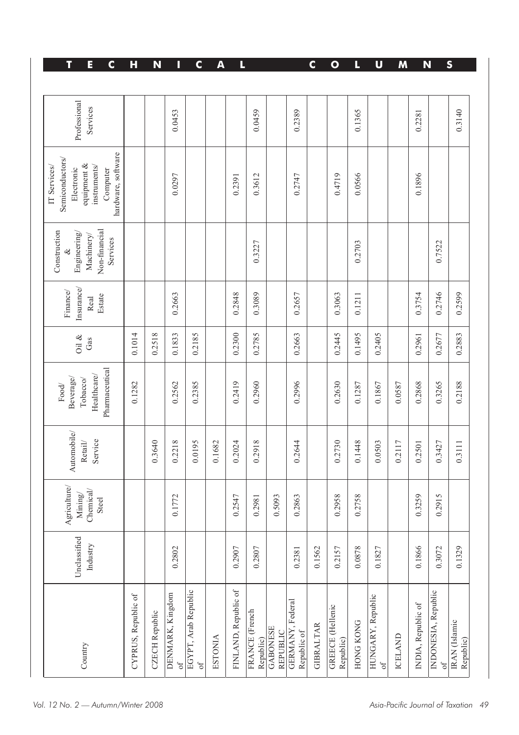| Country | Unclassified Industry | Agriculture/ Mining/ Chemical/ Steel | Automobile/ Retail/ Service | Food/ Beverage/ Tobacco/ Healthcare/ Pharmaceutical | Oil & Gas | Finance/ Insurance/ Real Estate | Construction & Engineering/ Machinery/ Non-financial Services | IT Services/ Semiconductors/ Electronic equipment & instruments/ Computer hardware, software | Professional Services |
|---|---|---|---|---|---|---|---|---|---|
| CYPRUS, Republic of | | | | 0.1282 | 0.1014 | | | | |
| CZECH Republic | | | 0.3640 | | 0.2518 | | | | |
| DENMARK, Kingdom of | 0.2802 | 0.1772 | 0.2218 | 0.2562 | 0.1833 | 0.2663 | | 0.0297 | 0.0453 |
| EGYPT, Arab Republic of | | | 0.0195 | 0.2385 | 0.2185 | | | | |
| ESTONIA | | | 0.1682 | | | | | | |
| FINLAND, Republic of | 0.2907 | 0.2547 | 0.2024 | 0.2419 | 0.2300 | 0.2848 | | 0.2391 | |
| FRANCE (French Republic) | 0.2807 | 0.2981 | 0.2918 | 0.2960 | 0.2785 | 0.3089 | 0.3227 | 0.3612 | 0.0459 |
| GABONESE REPUBLIC | | 0.5093 | | | | | | | |
| GERMANY, Federal Republic of | 0.2381 | 0.2863 | 0.2644 | 0.2996 | 0.2663 | 0.2657 | | 0.2747 | 0.2389 |
| GIBRALTAR | 0.1562 | | | | | | | | |
| GREECE (Hellenic Republic) | 0.2157 | 0.2958 | 0.2730 | 0.2630 | 0.2445 | 0.3063 | | 0.4719 | |
| HONG KONG | 0.0878 | 0.2758 | 0.1448 | 0.1287 | 0.1495 | 0.1211 | 0.2703 | 0.0566 | 0.1365 |
| HUNGARY, Republic of | 0.1827 | | 0.0503 | 0.1867 | 0.2405 | | | | |
| ICELAND | | | 0.2117 | 0.0587 | | | | | |
| INDIA, Republic of | 0.1866 | 0.3259 | 0.2501 | 0.2868 | 0.2961 | 0.3754 | | 0.1896 | 0.2281 |
| INDONESIA, Republic of | 0.3072 | 0.2915 | 0.3427 | 0.3265 | 0.2677 | 0.2746 | 0.7522 | | |
| IRAN (Islamic Republic) | 0.1329 | | 0.3111 | 0.2188 | 0.2883 | 0.2599 | | | 0.3140 |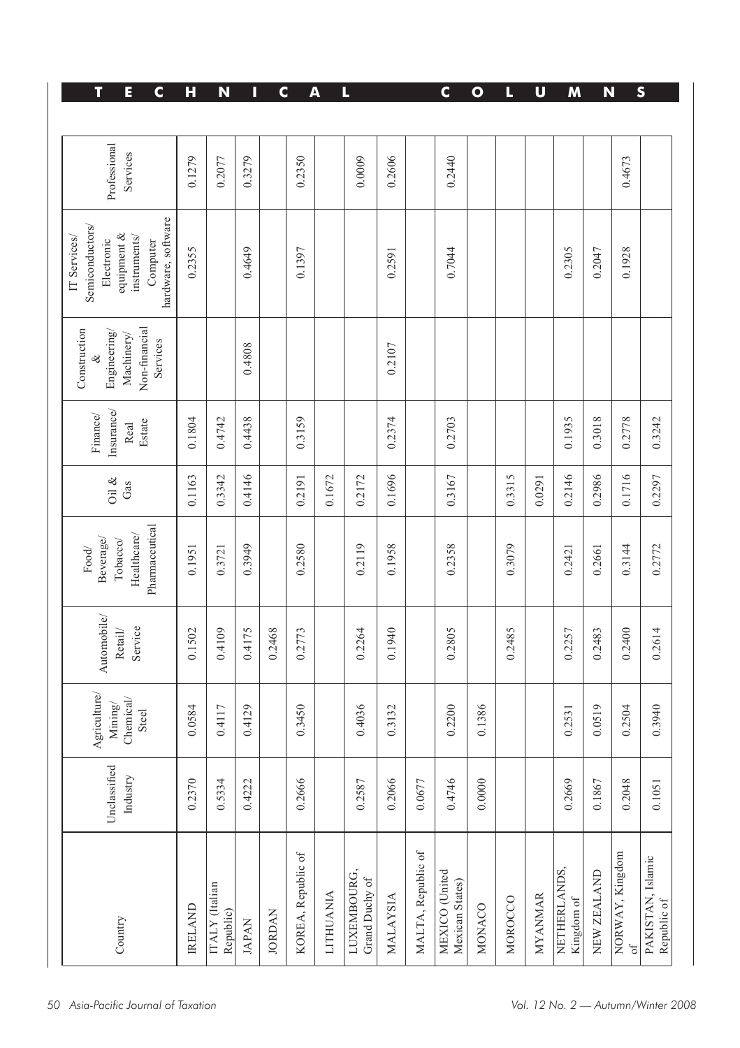| Country | Unclassified Industry | Agriculture/ Mining/ Chemical/ Steel | Automobile/ Retail/ Service | Food/ Beverage/ Tobacco/ Healthcare/ Pharmaceutical | Oil & Gas | Finance/ Insurance/ Real Estate | Construction & Engineering/ Machinery/ Non-financial Services | IT Services/ Semiconductors/ Electronic equipment & instruments/ Computer hardware, software | Professional Services |
|---|---|---|---|---|---|---|---|---|---|
| IRELAND | 0.2370 | 0.0584 | 0.1502 | 0.1951 | 0.1163 | 0.1804 | | 0.2355 | 0.1279 |
| ITALY (Italian Republic) | 0.5334 | 0.4117 | 0.4109 | 0.3721 | 0.3342 | 0.4742 | | | 0.2077 |
| JAPAN | 0.4222 | 0.4129 | 0.4175 | 0.3949 | 0.4146 | 0.4438 | 0.4808 | 0.4649 | 0.3279 |
| JORDAN | | | 0.2468 | | | | | | |
| KOREA, Republic of | 0.2666 | 0.3450 | 0.2773 | 0.2580 | 0.2191 | 0.3159 | | 0.1397 | 0.2350 |
| LITHUANIA | | | | | 0.1672 | | | | |
| LUXEMBOURG, Grand Duchy of | 0.2587 | 0.4036 | 0.2264 | 0.2119 | 0.2172 | | | | 0.0009 |
| MALAYSIA | 0.2066 | 0.3132 | 0.1940 | 0.1958 | 0.1696 | 0.2374 | 0.2107 | 0.2591 | 0.2606 |
| MALTA, Republic of | 0.0677 | | | | | | | | |
| MEXICO (United Mexican States) | 0.4746 | 0.2200 | 0.2805 | 0.2358 | 0.3167 | 0.2703 | | 0.7044 | 0.2440 |
| MONACO | 0.0000 | 0.1386 | | | | | | | |
| MOROCCO | | | 0.2485 | 0.3079 | 0.3315 | | | | |
| MYANMAR | | | | | 0.0291 | | | | |
| NETHERLANDS, Kingdom of | 0.2669 | 0.2531 | 0.2257 | 0.2421 | 0.2146 | 0.1935 | | 0.2305 | |
| NEW ZEALAND | 0.1867 | 0.0519 | 0.2483 | 0.2661 | 0.2986 | 0.3018 | | 0.2047 | |
| NORWAY, Kingdom of | 0.2048 | 0.2504 | 0.2400 | 0.3144 | 0.1716 | 0.2778 | | 0.1928 | 0.4673 |
| PAKISTAN, Islamic Republic of | 0.1051 | 0.3940 | 0.2614 | 0.2772 | 0.2297 | 0.3242 | | | |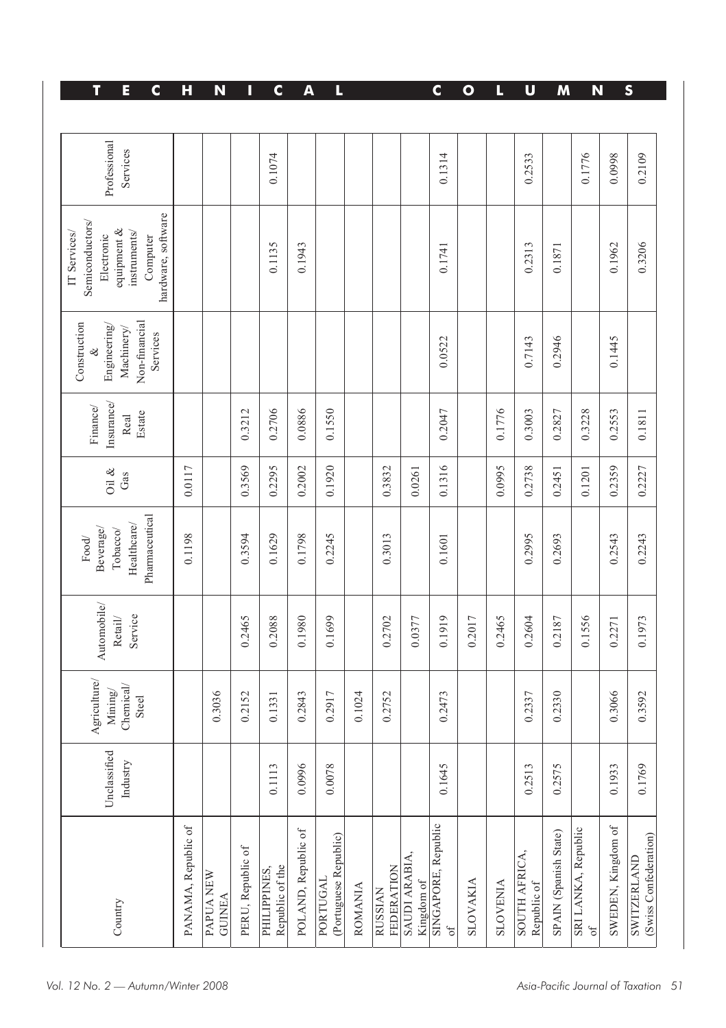| Country | Unclassified Industry | Agriculture/ Mining/ Chemical/ Steel | Automobile/ Retail/ Service | Food/ Beverage/ Tobacco/ Healthcare/ Pharmaceutical | Oil & Gas | Finance/ Insurance/ Real Estate | Construction & Engineering/ Machinery/ Non-financial Services | IT Services/ Semiconductors/ Electronic equipment & instruments/ Computer hardware, software | Professional Services |
|---|---|---|---|---|---|---|---|---|---|
| PANAMA, Republic of | | | | 0.1198 | 0.0117 | | | | |
| PAPUA NEW GUINEA | | 0.3036 | | | | | | | |
| PERU, Republic of | | 0.2152 | 0.2465 | 0.3594 | 0.3569 | 0.3212 | | | |
| PHILIPPINES, Republic of the | 0.1113 | 0.1331 | 0.2088 | 0.1629 | 0.2295 | 0.2706 | | 0.1135 | 0.1074 |
| POLAND, Republic of | 0.0996 | 0.2843 | 0.1980 | 0.1798 | 0.2002 | 0.0886 | | 0.1943 | |
| PORTUGAL (Portuguese Republic) | 0.0078 | 0.2917 | 0.1699 | 0.2245 | 0.1920 | 0.1550 | | | |
| ROMANIA | | 0.1024 | | | | | | | |
| RUSSIAN FEDERATION | | 0.2752 | 0.2702 | 0.3013 | 0.3832 | | | | |
| SAUDI ARABIA, Kingdom of | | | 0.0377 | | 0.0261 | | | | |
| SINGAPORE, Republic of | 0.1645 | 0.2473 | 0.1919 | 0.1601 | 0.1316 | 0.2047 | 0.0522 | 0.1741 | 0.1314 |
| SLOVAKIA | | | 0.2017 | | | | | | |
| SLOVENIA | | | 0.2465 | | 0.0995 | 0.1776 | | | |
| SOUTH AFRICA, Republic of | 0.2513 | 0.2337 | 0.2604 | 0.2995 | 0.2738 | 0.3003 | 0.7143 | 0.2313 | 0.2533 |
| SPAIN (Spanish State) | 0.2575 | 0.2330 | 0.2187 | 0.2693 | 0.2451 | 0.2827 | 0.2946 | 0.1871 | |
| SRI LANKA, Republic of | | | 0.1556 | | 0.1201 | 0.3228 | | | 0.1776 |
| SWEDEN, Kingdom of | 0.1933 | 0.3066 | 0.2271 | 0.2543 | 0.2359 | 0.2553 | 0.1445 | 0.1962 | 0.0998 |
| SWITZERLAND (Swiss Confederation) | 0.1769 | 0.3592 | 0.1973 | 0.2243 | 0.2227 | 0.1811 | | 0.3206 | 0.2109 |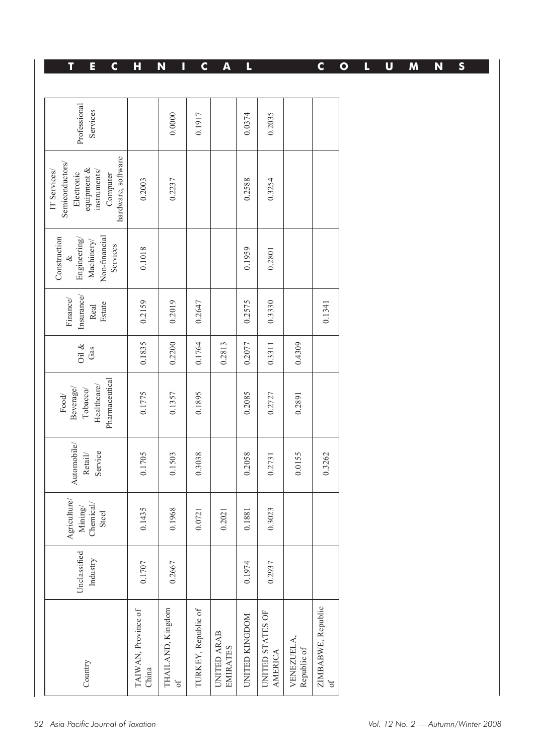| Country | Unclassified Industry | Agriculture/ Mining/ Chemical/ Steel | Automobile/ Retail/ Service | Food/ Beverage/ Tobacco/ Healthcare/ Pharmaceutical | Oil & Gas | Finance/ Insurance/ Real Estate | Construction & Engineering/ Machinery/ Non-financial Services | IT Services/ Semiconductors/ Electronic equipment & instruments/ Computer hardware, software | Professional Services |
|---|---|---|---|---|---|---|---|---|---|
| TAIWAN, Province of China | 0.1707 | 0.1435 | 0.1705 | 0.1775 | 0.1835 | 0.2159 | 0.1018 | 0.2003 | |
| THAILAND, Kingdom of | 0.2667 | 0.1968 | 0.1503 | 0.1357 | 0.2200 | 0.2019 | | 0.2237 | 0.0000 |
| TURKEY, Republic of | | 0.0721 | 0.3038 | 0.1895 | 0.1764 | 0.2647 | | | 0.1917 |
| UNITED ARAB EMIRATES | | 0.2021 | | | 0.2813 | | | | |
| UNITED KINGDOM | 0.1974 | 0.1881 | 0.2058 | 0.2085 | 0.2077 | 0.2575 | 0.1959 | 0.2588 | 0.0374 |
| UNITED STATES OF AMERICA | 0.2937 | 0.3023 | 0.2731 | 0.2727 | 0.3311 | 0.3330 | 0.2801 | 0.3254 | 0.2035 |
| VENEZUELA, Republic of | | | 0.0155 | 0.2891 | 0.4309 | | | | |
| ZIMBABWE, Republic of | | | 0.3262 | | | 0.1341 | | | |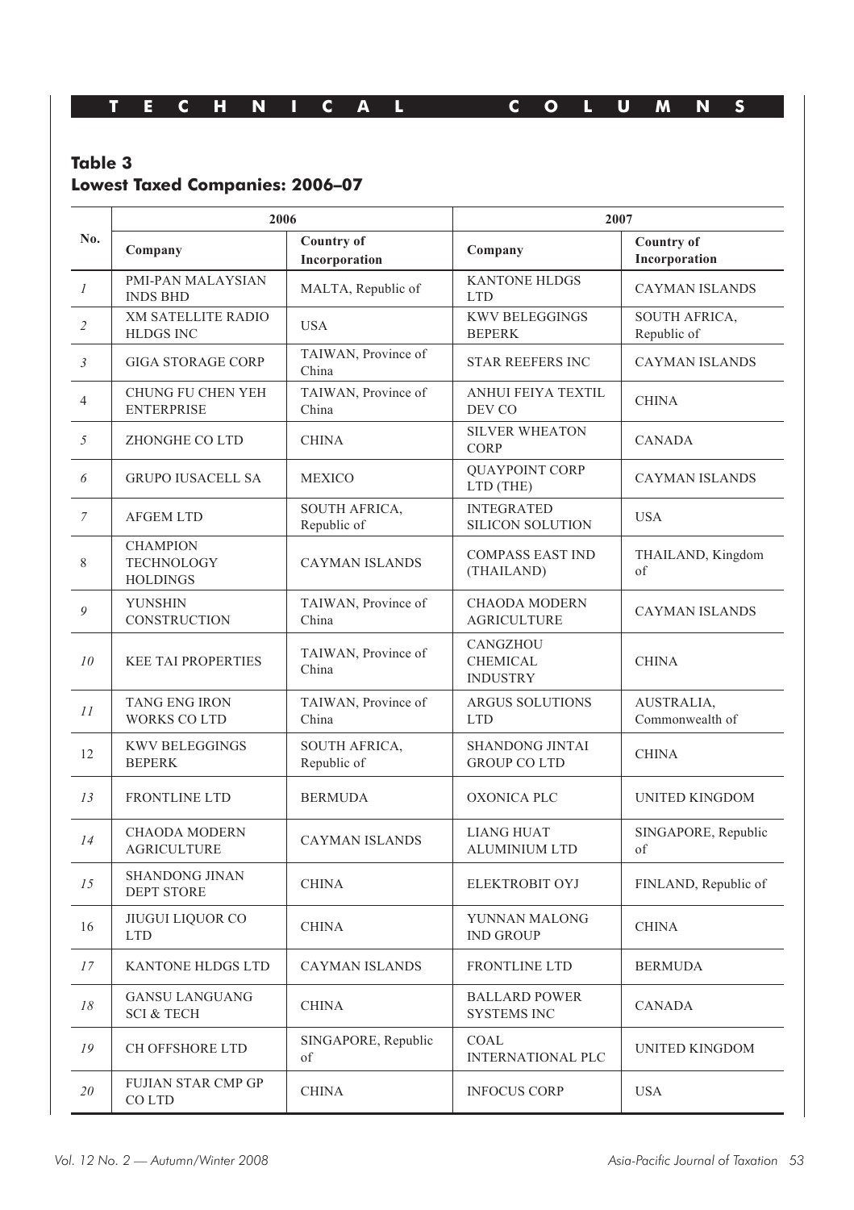## Table 3
## Lowest Taxed Companies: 2006–07

| No. | 2006 | | 2007 | |
|---|---|---|---|---|
| | Company | Country of Incorporation | Company | Country of Incorporation |
| *1* | PMI-PAN MALAYSIAN INDS BHD | MALTA, Republic of | KANTONE HLDGS LTD | CAYMAN ISLANDS |
| *2* | XM SATELLITE RADIO HLDGS INC | USA | KWV BELEGGINGS BEPERK | SOUTH AFRICA, Republic of |
| *3* | GIGA STORAGE CORP | TAIWAN, Province of China | STAR REEFERS INC | CAYMAN ISLANDS |
| 4 | CHUNG FU CHEN YEH ENTERPRISE | TAIWAN, Province of China | ANHUI FEIYA TEXTIL DEV CO | CHINA |
| *5* | ZHONGHE CO LTD | CHINA | SILVER WHEATON CORP | CANADA |
| *6* | GRUPO IUSACELL SA | MEXICO | QUAYPOINT CORP LTD (THE) | CAYMAN ISLANDS |
| *7* | AFGEM LTD | SOUTH AFRICA, Republic of | INTEGRATED SILICON SOLUTION | USA |
| 8 | CHAMPION TECHNOLOGY HOLDINGS | CAYMAN ISLANDS | COMPASS EAST IND (THAILAND) | THAILAND, Kingdom of |
| *9* | YUNSHIN CONSTRUCTION | TAIWAN, Province of China | CHAODA MODERN AGRICULTURE | CAYMAN ISLANDS |
| *10* | KEE TAI PROPERTIES | TAIWAN, Province of China | CANGZHOU CHEMICAL INDUSTRY | CHINA |
| *11* | TANG ENG IRON WORKS CO LTD | TAIWAN, Province of China | ARGUS SOLUTIONS LTD | AUSTRALIA, Commonwealth of |
| 12 | KWV BELEGGINGS BEPERK | SOUTH AFRICA, Republic of | SHANDONG JINTAI GROUP CO LTD | CHINA |
| *13* | FRONTLINE LTD | BERMUDA | OXONICA PLC | UNITED KINGDOM |
| *14* | CHAODA MODERN AGRICULTURE | CAYMAN ISLANDS | LIANG HUAT ALUMINIUM LTD | SINGAPORE, Republic of |
| *15* | SHANDONG JINAN DEPT STORE | CHINA | ELEKTROBIT OYJ | FINLAND, Republic of |
| 16 | JIUGUI LIQUOR CO LTD | CHINA | YUNNAN MALONG IND GROUP | CHINA |
| *17* | KANTONE HLDGS LTD | CAYMAN ISLANDS | FRONTLINE LTD | BERMUDA |
| *18* | GANSU LANGUANG SCI & TECH | CHINA | BALLARD POWER SYSTEMS INC | CANADA |
| *19* | CH OFFSHORE LTD | SINGAPORE, Republic of | COAL INTERNATIONAL PLC | UNITED KINGDOM |
| *20* | FUJIAN STAR CMP GP CO LTD | CHINA | INFOCUS CORP | USA |